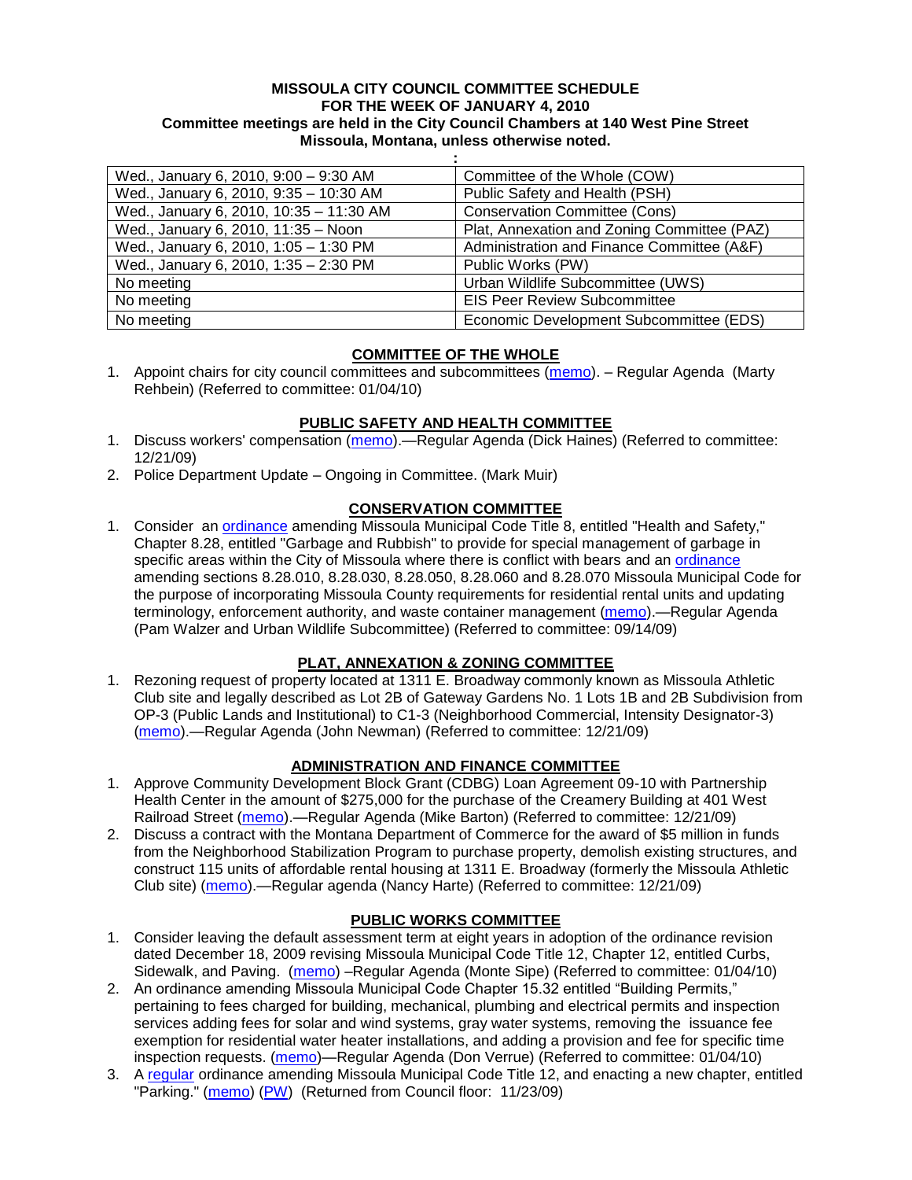**MISSOULA CITY COUNCIL COMMITTEE SCHEDULE**
**FOR THE WEEK OF JANUARY 4, 2010**
**Committee meetings are held in the City Council Chambers at 140 West Pine Street**
**Missoula, Montana, unless otherwise noted.**
**:**

| | |
|---|---|
| Wed., January 6, 2010, 9:00 – 9:30 AM | Committee of the Whole (COW) |
| Wed., January 6, 2010, 9:35 – 10:30 AM | Public Safety and Health (PSH) |
| Wed., January 6, 2010, 10:35 – 11:30 AM | Conservation Committee (Cons) |
| Wed., January 6, 2010, 11:35 – Noon | Plat, Annexation and Zoning Committee (PAZ) |
| Wed., January 6, 2010, 1:05 – 1:30 PM | Administration and Finance Committee (A&F) |
| Wed., January 6, 2010, 1:35 – 2:30 PM | Public Works (PW) |
| No meeting | Urban Wildlife Subcommittee (UWS) |
| No meeting | EIS Peer Review Subcommittee |
| No meeting | Economic Development Subcommittee (EDS) |

## COMMITTEE OF THE WHOLE

1. Appoint chairs for city council committees and subcommittees (memo). – Regular Agenda (Marty Rehbein) (Referred to committee: 01/04/10)

## PUBLIC SAFETY AND HEALTH COMMITTEE

1. Discuss workers' compensation (memo).—Regular Agenda (Dick Haines) (Referred to committee: 12/21/09)
2. Police Department Update – Ongoing in Committee. (Mark Muir)

## CONSERVATION COMMITTEE

1. Consider an ordinance amending Missoula Municipal Code Title 8, entitled "Health and Safety," Chapter 8.28, entitled "Garbage and Rubbish" to provide for special management of garbage in specific areas within the City of Missoula where there is conflict with bears and an ordinance amending sections 8.28.010, 8.28.030, 8.28.050, 8.28.060 and 8.28.070 Missoula Municipal Code for the purpose of incorporating Missoula County requirements for residential rental units and updating terminology, enforcement authority, and waste container management (memo).—Regular Agenda (Pam Walzer and Urban Wildlife Subcommittee) (Referred to committee: 09/14/09)

## PLAT, ANNEXATION & ZONING COMMITTEE

1. Rezoning request of property located at 1311 E. Broadway commonly known as Missoula Athletic Club site and legally described as Lot 2B of Gateway Gardens No. 1 Lots 1B and 2B Subdivision from OP-3 (Public Lands and Institutional) to C1-3 (Neighborhood Commercial, Intensity Designator-3) (memo).—Regular Agenda (John Newman) (Referred to committee: 12/21/09)

## ADMINISTRATION AND FINANCE COMMITTEE

1. Approve Community Development Block Grant (CDBG) Loan Agreement 09-10 with Partnership Health Center in the amount of $275,000 for the purchase of the Creamery Building at 401 West Railroad Street (memo).—Regular Agenda (Mike Barton) (Referred to committee: 12/21/09)
2. Discuss a contract with the Montana Department of Commerce for the award of $5 million in funds from the Neighborhood Stabilization Program to purchase property, demolish existing structures, and construct 115 units of affordable rental housing at 1311 E. Broadway (formerly the Missoula Athletic Club site) (memo).—Regular agenda (Nancy Harte) (Referred to committee: 12/21/09)

## PUBLIC WORKS COMMITTEE

1. Consider leaving the default assessment term at eight years in adoption of the ordinance revision dated December 18, 2009 revising Missoula Municipal Code Title 12, Chapter 12, entitled Curbs, Sidewalk, and Paving. (memo) –Regular Agenda (Monte Sipe) (Referred to committee: 01/04/10)
2. An ordinance amending Missoula Municipal Code Chapter 15.32 entitled "Building Permits," pertaining to fees charged for building, mechanical, plumbing and electrical permits and inspection services adding fees for solar and wind systems, gray water systems, removing the issuance fee exemption for residential water heater installations, and adding a provision and fee for specific time inspection requests. (memo)—Regular Agenda (Don Verrue) (Referred to committee: 01/04/10)
3. A regular ordinance amending Missoula Municipal Code Title 12, and enacting a new chapter, entitled "Parking." (memo) (PW) (Returned from Council floor: 11/23/09)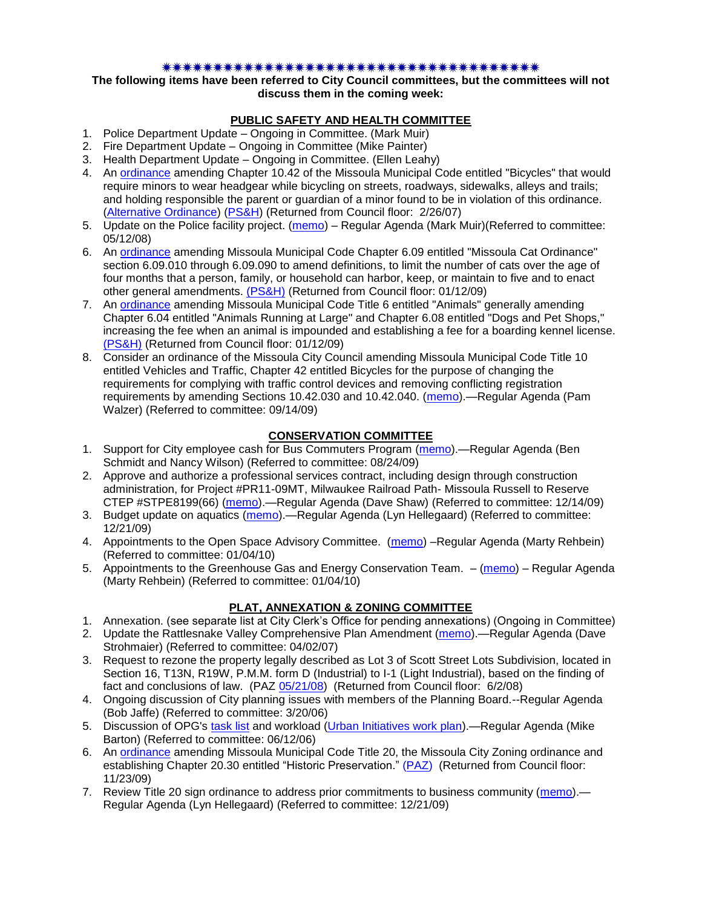✷✷✷✷✷✷✷✷✷✷✷✷✷✷✷✷✷✷✷✷✷✷✷✷✷✷✷✷✷✷✷✷✷✷✷✷✷✷✷✷

**The following items have been referred to City Council committees, but the committees will not discuss them in the coming week:**

**PUBLIC SAFETY AND HEALTH COMMITTEE**

1. Police Department Update – Ongoing in Committee. (Mark Muir)
2. Fire Department Update – Ongoing in Committee (Mike Painter)
3. Health Department Update – Ongoing in Committee. (Ellen Leahy)
4. An ordinance amending Chapter 10.42 of the Missoula Municipal Code entitled "Bicycles" that would require minors to wear headgear while bicycling on streets, roadways, sidewalks, alleys and trails; and holding responsible the parent or guardian of a minor found to be in violation of this ordinance. (Alternative Ordinance) (PS&H) (Returned from Council floor: 2/26/07)
5. Update on the Police facility project. (memo) – Regular Agenda (Mark Muir)(Referred to committee: 05/12/08)
6. An ordinance amending Missoula Municipal Code Chapter 6.09 entitled "Missoula Cat Ordinance" section 6.09.010 through 6.09.090 to amend definitions, to limit the number of cats over the age of four months that a person, family, or household can harbor, keep, or maintain to five and to enact other general amendments. (PS&H) (Returned from Council floor: 01/12/09)
7. An ordinance amending Missoula Municipal Code Title 6 entitled "Animals" generally amending Chapter 6.04 entitled "Animals Running at Large" and Chapter 6.08 entitled "Dogs and Pet Shops," increasing the fee when an animal is impounded and establishing a fee for a boarding kennel license. (PS&H) (Returned from Council floor: 01/12/09)
8. Consider an ordinance of the Missoula City Council amending Missoula Municipal Code Title 10 entitled Vehicles and Traffic, Chapter 42 entitled Bicycles for the purpose of changing the requirements for complying with traffic control devices and removing conflicting registration requirements by amending Sections 10.42.030 and 10.42.040. (memo).—Regular Agenda (Pam Walzer) (Referred to committee: 09/14/09)

**CONSERVATION COMMITTEE**

1. Support for City employee cash for Bus Commuters Program (memo).—Regular Agenda (Ben Schmidt and Nancy Wilson) (Referred to committee: 08/24/09)
2. Approve and authorize a professional services contract, including design through construction administration, for Project #PR11-09MT, Milwaukee Railroad Path- Missoula Russell to Reserve CTEP #STPE8199(66) (memo).—Regular Agenda (Dave Shaw) (Referred to committee: 12/14/09)
3. Budget update on aquatics (memo).—Regular Agenda (Lyn Hellegaard) (Referred to committee: 12/21/09)
4. Appointments to the Open Space Advisory Committee. (memo) –Regular Agenda (Marty Rehbein) (Referred to committee: 01/04/10)
5. Appointments to the Greenhouse Gas and Energy Conservation Team. – (memo) – Regular Agenda (Marty Rehbein) (Referred to committee: 01/04/10)

**PLAT, ANNEXATION & ZONING COMMITTEE**

1. Annexation. (see separate list at City Clerk's Office for pending annexations) (Ongoing in Committee)
2. Update the Rattlesnake Valley Comprehensive Plan Amendment (memo).—Regular Agenda (Dave Strohmaier) (Referred to committee: 04/02/07)
3. Request to rezone the property legally described as Lot 3 of Scott Street Lots Subdivision, located in Section 16, T13N, R19W, P.M.M. form D (Industrial) to I-1 (Light Industrial), based on the finding of fact and conclusions of law. (PAZ 05/21/08) (Returned from Council floor: 6/2/08)
4. Ongoing discussion of City planning issues with members of the Planning Board.--Regular Agenda (Bob Jaffe) (Referred to committee: 3/20/06)
5. Discussion of OPG's task list and workload (Urban Initiatives work plan).—Regular Agenda (Mike Barton) (Referred to committee: 06/12/06)
6. An ordinance amending Missoula Municipal Code Title 20, the Missoula City Zoning ordinance and establishing Chapter 20.30 entitled "Historic Preservation." (PAZ) (Returned from Council floor: 11/23/09)
7. Review Title 20 sign ordinance to address prior commitments to business community (memo).—Regular Agenda (Lyn Hellegaard) (Referred to committee: 12/21/09)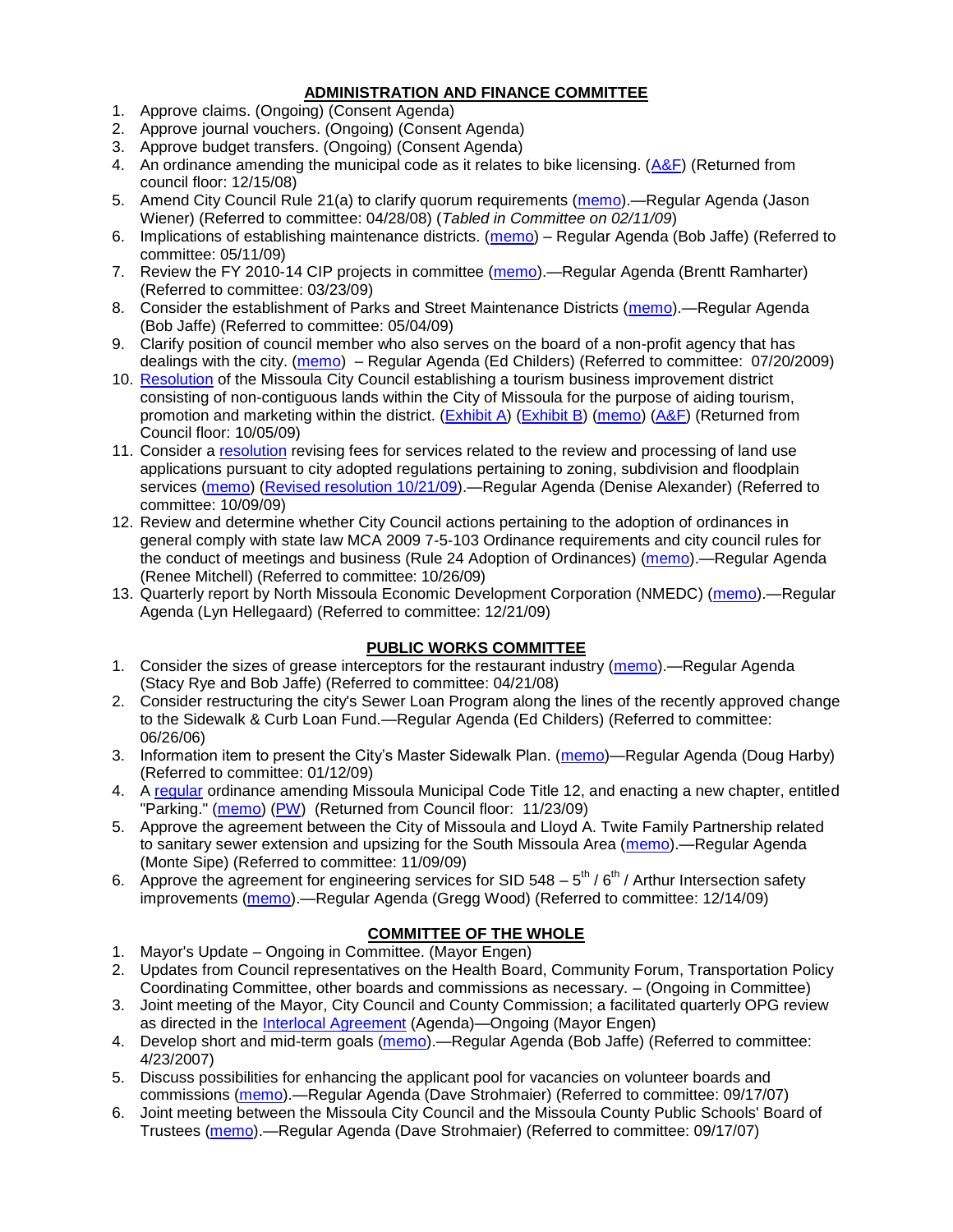## ADMINISTRATION AND FINANCE COMMITTEE

1. Approve claims. (Ongoing) (Consent Agenda)
2. Approve journal vouchers. (Ongoing) (Consent Agenda)
3. Approve budget transfers. (Ongoing) (Consent Agenda)
4. An ordinance amending the municipal code as it relates to bike licensing. (A&F) (Returned from council floor: 12/15/08)
5. Amend City Council Rule 21(a) to clarify quorum requirements (memo).—Regular Agenda (Jason Wiener) (Referred to committee: 04/28/08) (*Tabled in Committee on 02/11/09*)
6. Implications of establishing maintenance districts. (memo) – Regular Agenda (Bob Jaffe) (Referred to committee: 05/11/09)
7. Review the FY 2010-14 CIP projects in committee (memo).—Regular Agenda (Brentt Ramharter) (Referred to committee: 03/23/09)
8. Consider the establishment of Parks and Street Maintenance Districts (memo).—Regular Agenda (Bob Jaffe) (Referred to committee: 05/04/09)
9. Clarify position of council member who also serves on the board of a non-profit agency that has dealings with the city. (memo) – Regular Agenda (Ed Childers) (Referred to committee: 07/20/2009)
10. Resolution of the Missoula City Council establishing a tourism business improvement district consisting of non-contiguous lands within the City of Missoula for the purpose of aiding tourism, promotion and marketing within the district. (Exhibit A) (Exhibit B) (memo) (A&F) (Returned from Council floor: 10/05/09)
11. Consider a resolution revising fees for services related to the review and processing of land use applications pursuant to city adopted regulations pertaining to zoning, subdivision and floodplain services (memo) (Revised resolution 10/21/09).—Regular Agenda (Denise Alexander) (Referred to committee: 10/09/09)
12. Review and determine whether City Council actions pertaining to the adoption of ordinances in general comply with state law MCA 2009 7-5-103 Ordinance requirements and city council rules for the conduct of meetings and business (Rule 24 Adoption of Ordinances) (memo).—Regular Agenda (Renee Mitchell) (Referred to committee: 10/26/09)
13. Quarterly report by North Missoula Economic Development Corporation (NMEDC) (memo).—Regular Agenda (Lyn Hellegaard) (Referred to committee: 12/21/09)

## PUBLIC WORKS COMMITTEE

1. Consider the sizes of grease interceptors for the restaurant industry (memo).—Regular Agenda (Stacy Rye and Bob Jaffe) (Referred to committee: 04/21/08)
2. Consider restructuring the city's Sewer Loan Program along the lines of the recently approved change to the Sidewalk & Curb Loan Fund.—Regular Agenda (Ed Childers) (Referred to committee: 06/26/06)
3. Information item to present the City's Master Sidewalk Plan. (memo)—Regular Agenda (Doug Harby) (Referred to committee: 01/12/09)
4. A regular ordinance amending Missoula Municipal Code Title 12, and enacting a new chapter, entitled "Parking." (memo) (PW) (Returned from Council floor: 11/23/09)
5. Approve the agreement between the City of Missoula and Lloyd A. Twite Family Partnership related to sanitary sewer extension and upsizing for the South Missoula Area (memo).—Regular Agenda (Monte Sipe) (Referred to committee: 11/09/09)
6. Approve the agreement for engineering services for SID 548 – 5th / 6th / Arthur Intersection safety improvements (memo).—Regular Agenda (Gregg Wood) (Referred to committee: 12/14/09)

## COMMITTEE OF THE WHOLE

1. Mayor's Update – Ongoing in Committee. (Mayor Engen)
2. Updates from Council representatives on the Health Board, Community Forum, Transportation Policy Coordinating Committee, other boards and commissions as necessary. – (Ongoing in Committee)
3. Joint meeting of the Mayor, City Council and County Commission; a facilitated quarterly OPG review as directed in the Interlocal Agreement (Agenda)—Ongoing (Mayor Engen)
4. Develop short and mid-term goals (memo).—Regular Agenda (Bob Jaffe) (Referred to committee: 4/23/2007)
5. Discuss possibilities for enhancing the applicant pool for vacancies on volunteer boards and commissions (memo).—Regular Agenda (Dave Strohmaier) (Referred to committee: 09/17/07)
6. Joint meeting between the Missoula City Council and the Missoula County Public Schools' Board of Trustees (memo).—Regular Agenda (Dave Strohmaier) (Referred to committee: 09/17/07)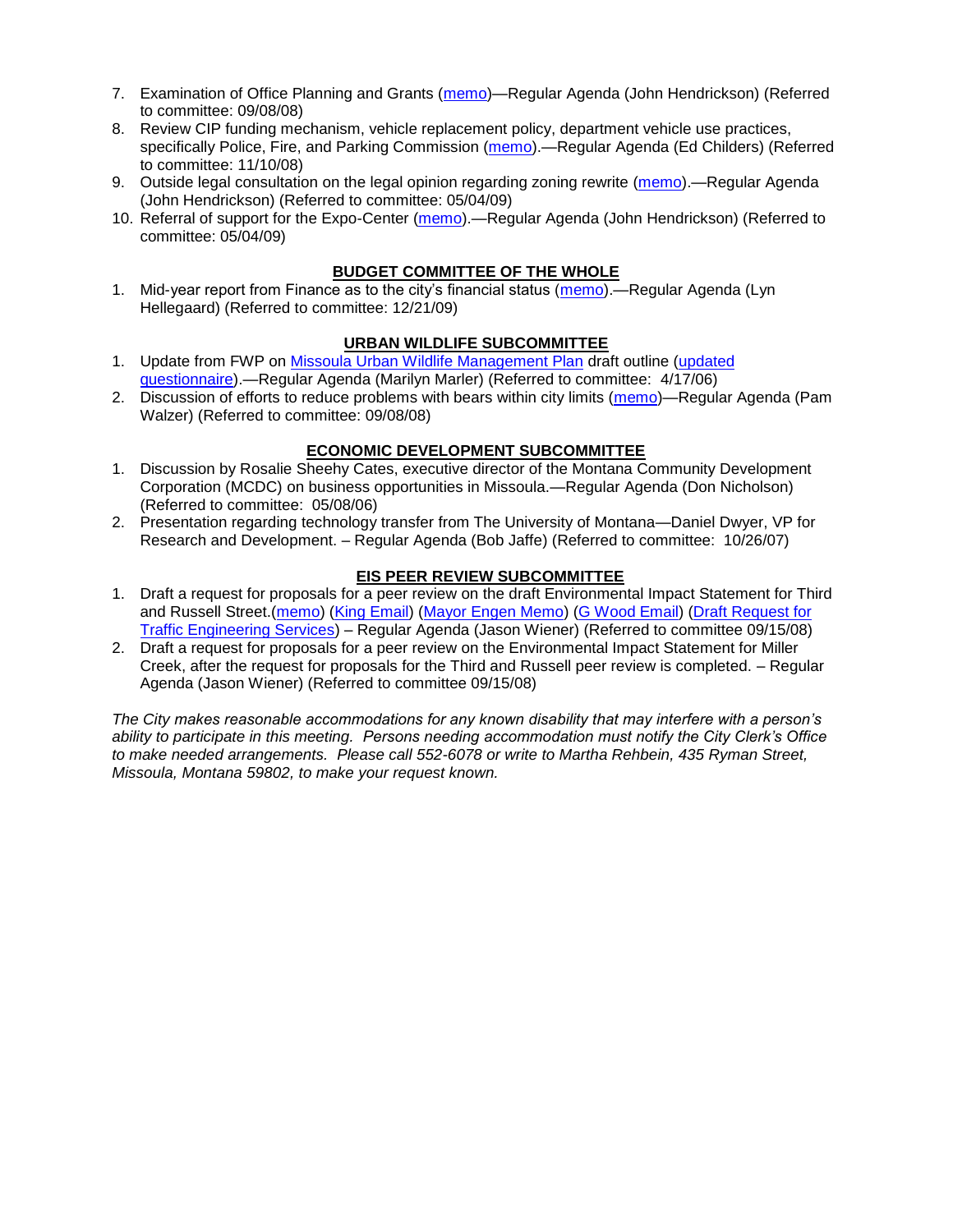7. Examination of Office Planning and Grants (memo)—Regular Agenda (John Hendrickson) (Referred to committee: 09/08/08)
8. Review CIP funding mechanism, vehicle replacement policy, department vehicle use practices, specifically Police, Fire, and Parking Commission (memo).—Regular Agenda (Ed Childers) (Referred to committee: 11/10/08)
9. Outside legal consultation on the legal opinion regarding zoning rewrite (memo).—Regular Agenda (John Hendrickson) (Referred to committee: 05/04/09)
10. Referral of support for the Expo-Center (memo).—Regular Agenda (John Hendrickson) (Referred to committee: 05/04/09)

**BUDGET COMMITTEE OF THE WHOLE**

1. Mid-year report from Finance as to the city's financial status (memo).—Regular Agenda (Lyn Hellegaard) (Referred to committee: 12/21/09)

**URBAN WILDLIFE SUBCOMMITTEE**

1. Update from FWP on Missoula Urban Wildlife Management Plan draft outline (updated questionnaire).—Regular Agenda (Marilyn Marler) (Referred to committee: 4/17/06)
2. Discussion of efforts to reduce problems with bears within city limits (memo)—Regular Agenda (Pam Walzer) (Referred to committee: 09/08/08)

**ECONOMIC DEVELOPMENT SUBCOMMITTEE**

1. Discussion by Rosalie Sheehy Cates, executive director of the Montana Community Development Corporation (MCDC) on business opportunities in Missoula.—Regular Agenda (Don Nicholson) (Referred to committee: 05/08/06)
2. Presentation regarding technology transfer from The University of Montana—Daniel Dwyer, VP for Research and Development. – Regular Agenda (Bob Jaffe) (Referred to committee: 10/26/07)

**EIS PEER REVIEW SUBCOMMITTEE**

1. Draft a request for proposals for a peer review on the draft Environmental Impact Statement for Third and Russell Street.(memo) (King Email) (Mayor Engen Memo) (G Wood Email) (Draft Request for Traffic Engineering Services) – Regular Agenda (Jason Wiener) (Referred to committee 09/15/08)
2. Draft a request for proposals for a peer review on the Environmental Impact Statement for Miller Creek, after the request for proposals for the Third and Russell peer review is completed. – Regular Agenda (Jason Wiener) (Referred to committee 09/15/08)

*The City makes reasonable accommodations for any known disability that may interfere with a person's ability to participate in this meeting. Persons needing accommodation must notify the City Clerk's Office to make needed arrangements. Please call 552-6078 or write to Martha Rehbein, 435 Ryman Street, Missoula, Montana 59802, to make your request known.*